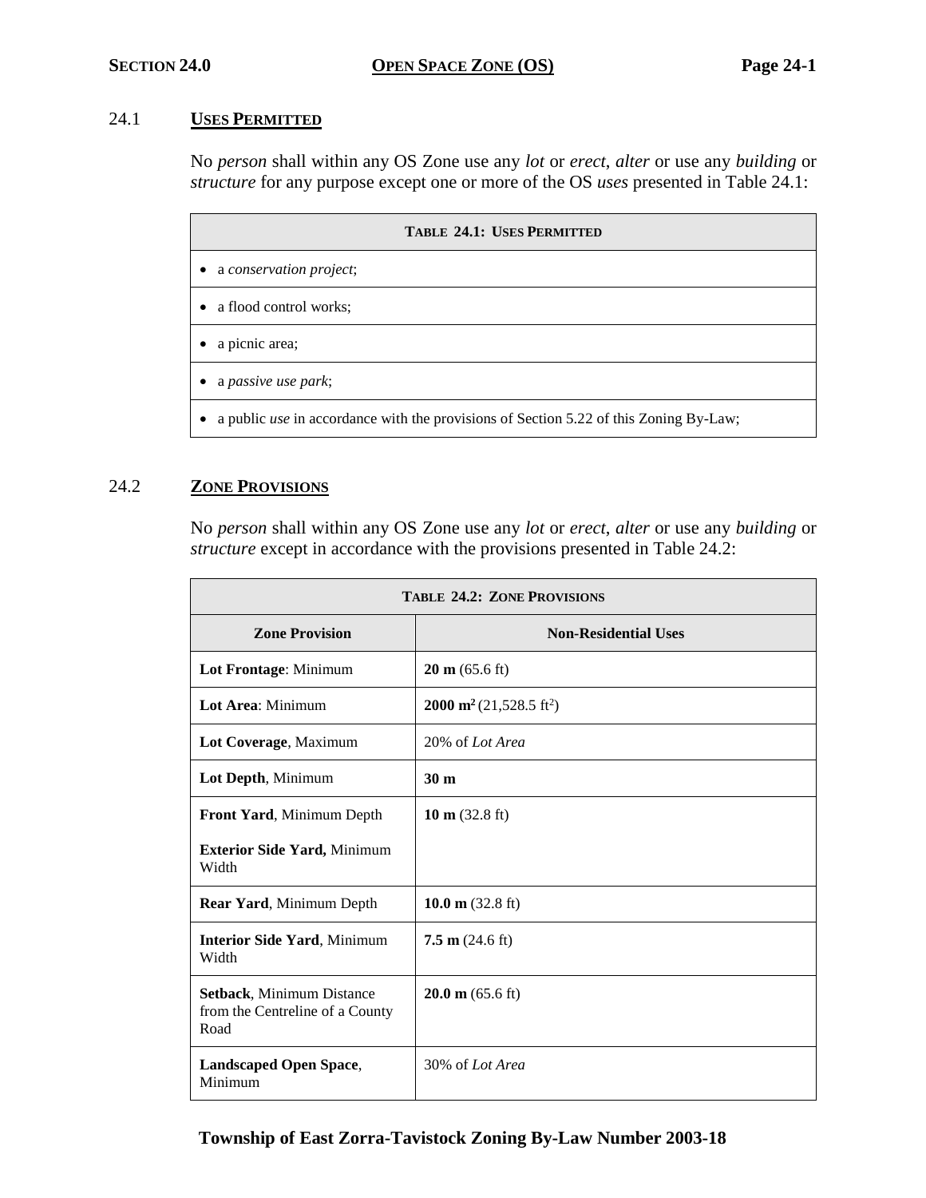## 24.1 USES PERMITTED

No *person* shall within any OS Zone use any *lot* or *erect*, *alter* or use any *building* or *structure* for any purpose except one or more of the OS *uses* presented in Table 24.1:

| TABLE 24.1: USES PERMITTED |
|---|
| • a *conservation project*; |
| • a flood control works; |
| • a picnic area; |
| • a *passive use park*; |
| • a public *use* in accordance with the provisions of Section 5.22 of this Zoning By-Law; |

## 24.2 ZONE PROVISIONS

No *person* shall within any OS Zone use any *lot* or *erect*, *alter* or use any *building* or *structure* except in accordance with the provisions presented in Table 24.2:

| TABLE 24.2: ZONE PROVISIONS | |
|---|---|
| **Zone Provision** | **Non-Residential Uses** |
| **Lot Frontage**: Minimum | **20 m** (65.6 ft) |
| **Lot Area**: Minimum | **2000 m²** (21,528.5 ft²) |
| **Lot Coverage**, Maximum | 20% of *Lot Area* |
| **Lot Depth**, Minimum | **30 m** |
| **Front Yard**, Minimum Depth<br><br>**Exterior Side Yard,** Minimum Width | **10 m** (32.8 ft) |
| **Rear Yard**, Minimum Depth | **10.0 m** (32.8 ft) |
| **Interior Side Yard**, Minimum Width | **7.5 m** (24.6 ft) |
| **Setback**, Minimum Distance from the Centreline of a County Road | **20.0 m** (65.6 ft) |
| **Landscaped Open Space**, Minimum | 30% of *Lot Area* |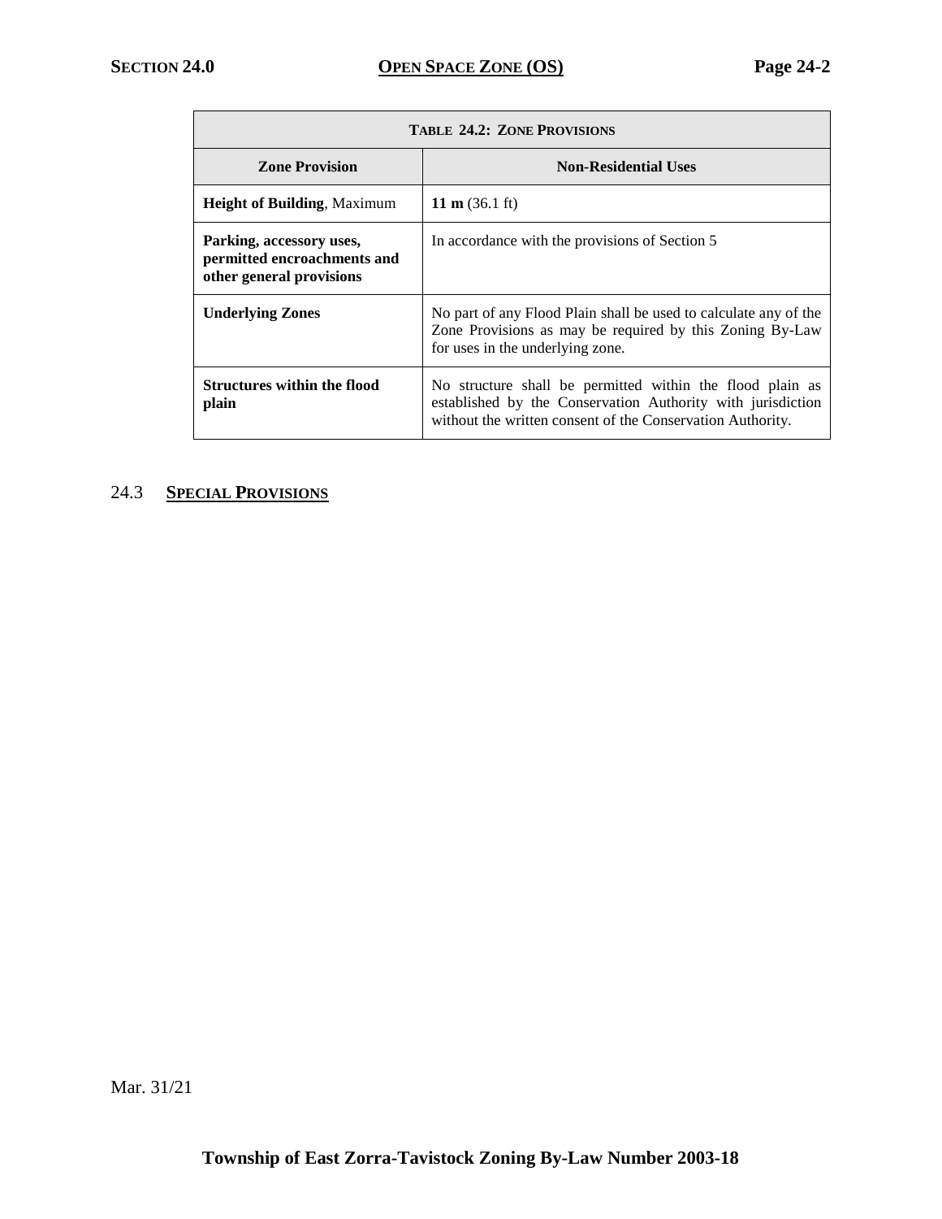| **TABLE 24.2: ZONE PROVISIONS** | |
|---|---|
| **Zone Provision** | **Non-Residential Uses** |
| **Height of Building**, Maximum | **11 m** (36.1 ft) |
| **Parking, accessory uses, permitted encroachments and other general provisions** | In accordance with the provisions of Section 5 |
| **Underlying Zones** | No part of any Flood Plain shall be used to calculate any of the Zone Provisions as may be required by this Zoning By-Law for uses in the underlying zone. |
| **Structures within the flood plain** | No structure shall be permitted within the flood plain as established by the Conservation Authority with jurisdiction without the written consent of the Conservation Authority. |

## 24.3 **SPECIAL PROVISIONS**

Mar. 31/21